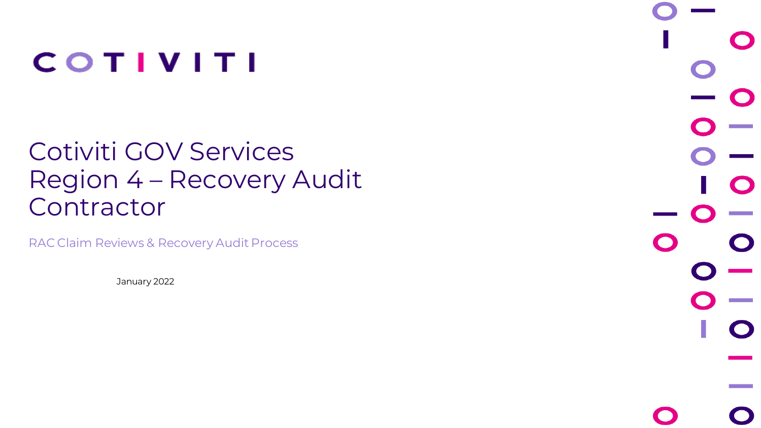COTIVITI

# Cotiviti GOV Services Region 4 – Recovery Audit Contractor

RAC Claim Reviews & Recovery Audit Process

January 2022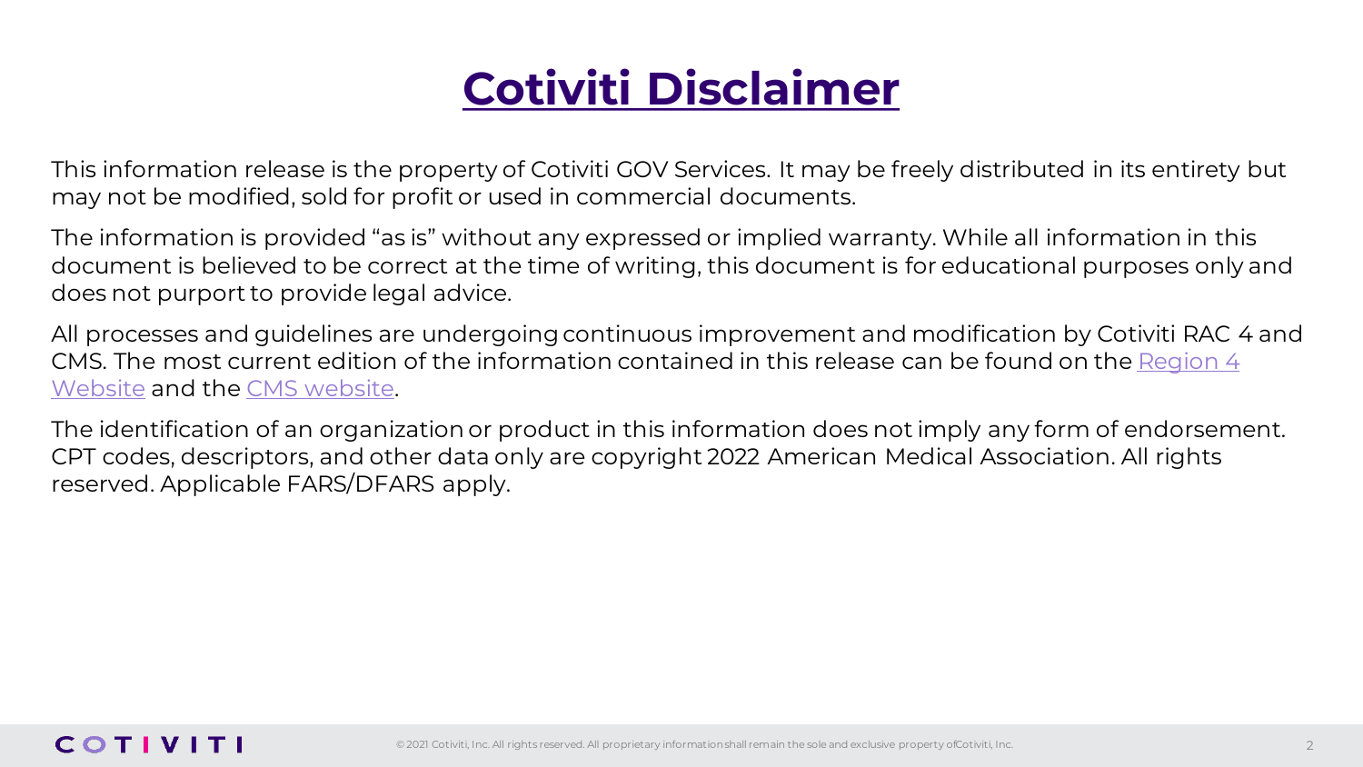# Cotiviti Disclaimer

This information release is the property of Cotiviti GOV Services. It may be freely distributed in its entirety but may not be modified, sold for profit or used in commercial documents.

The information is provided "as is" without any expressed or implied warranty. While all information in this document is believed to be correct at the time of writing, this document is for educational purposes only and does not purport to provide legal advice.

All processes and guidelines are undergoing continuous improvement and modification by Cotiviti RAC 4 and CMS. The most current edition of the information contained in this release can be found on the Region 4 Website and the CMS website.

The identification of an organization or product in this information does not imply any form of endorsement. CPT codes, descriptors, and other data only are copyright 2022 American Medical Association. All rights reserved. Applicable FARS/DFARS apply.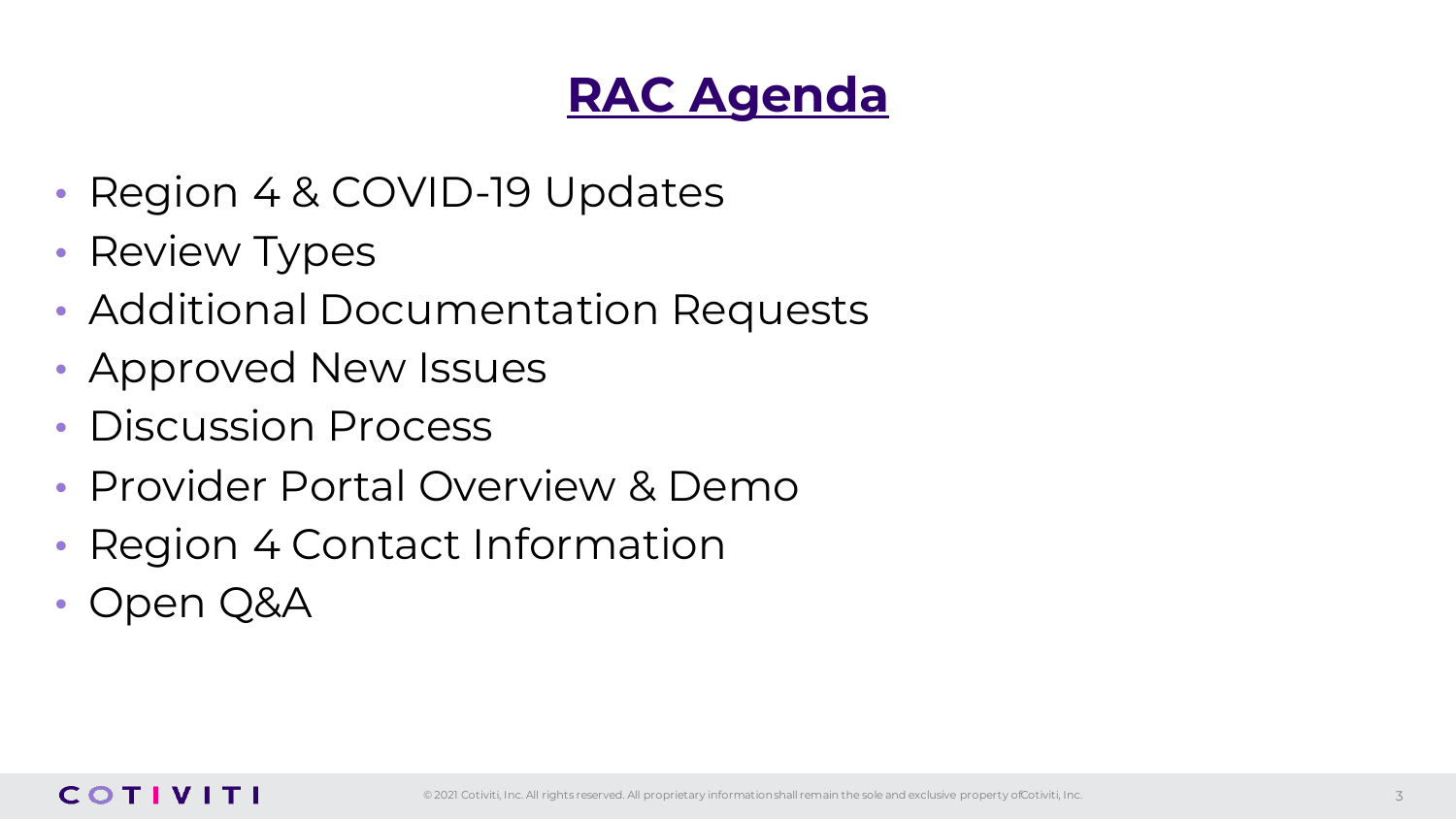# RAC Agenda

- Region 4 & COVID-19 Updates
- Review Types
- Additional Documentation Requests
- Approved New Issues
- Discussion Process
- Provider Portal Overview & Demo
- Region 4 Contact Information
- Open Q&A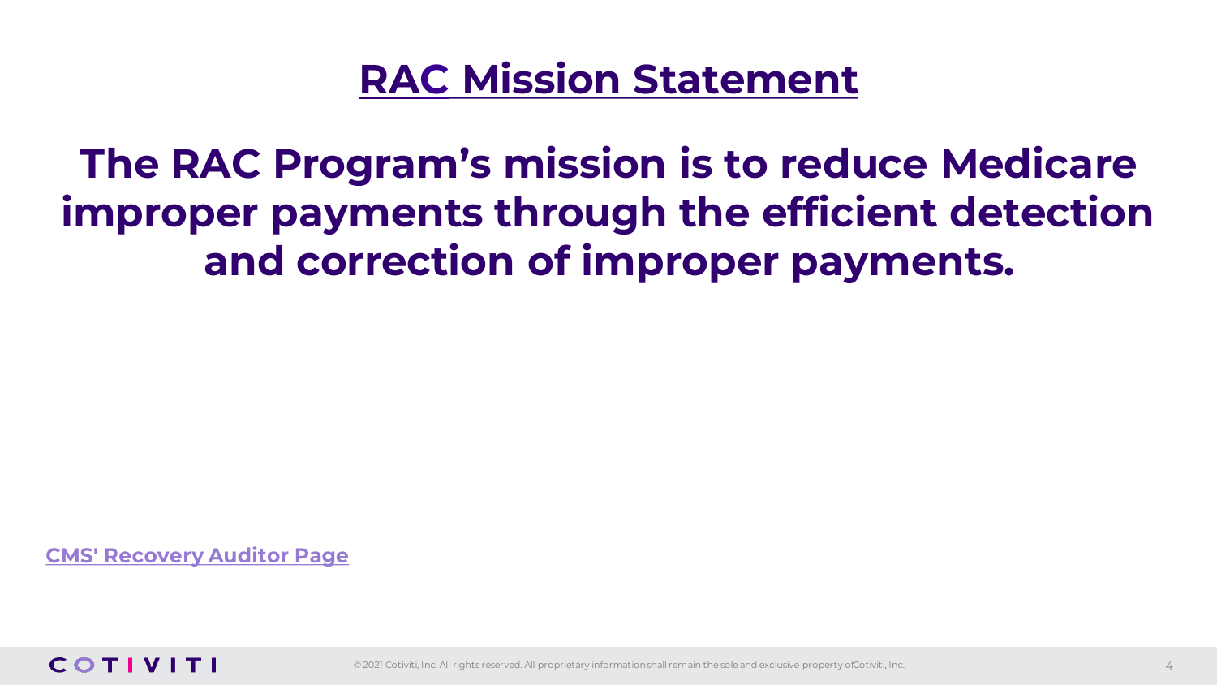# RAC Mission Statement

**The RAC Program's mission is to reduce Medicare improper payments through the efficient detection and correction of improper payments.**

CMS' Recovery Auditor Page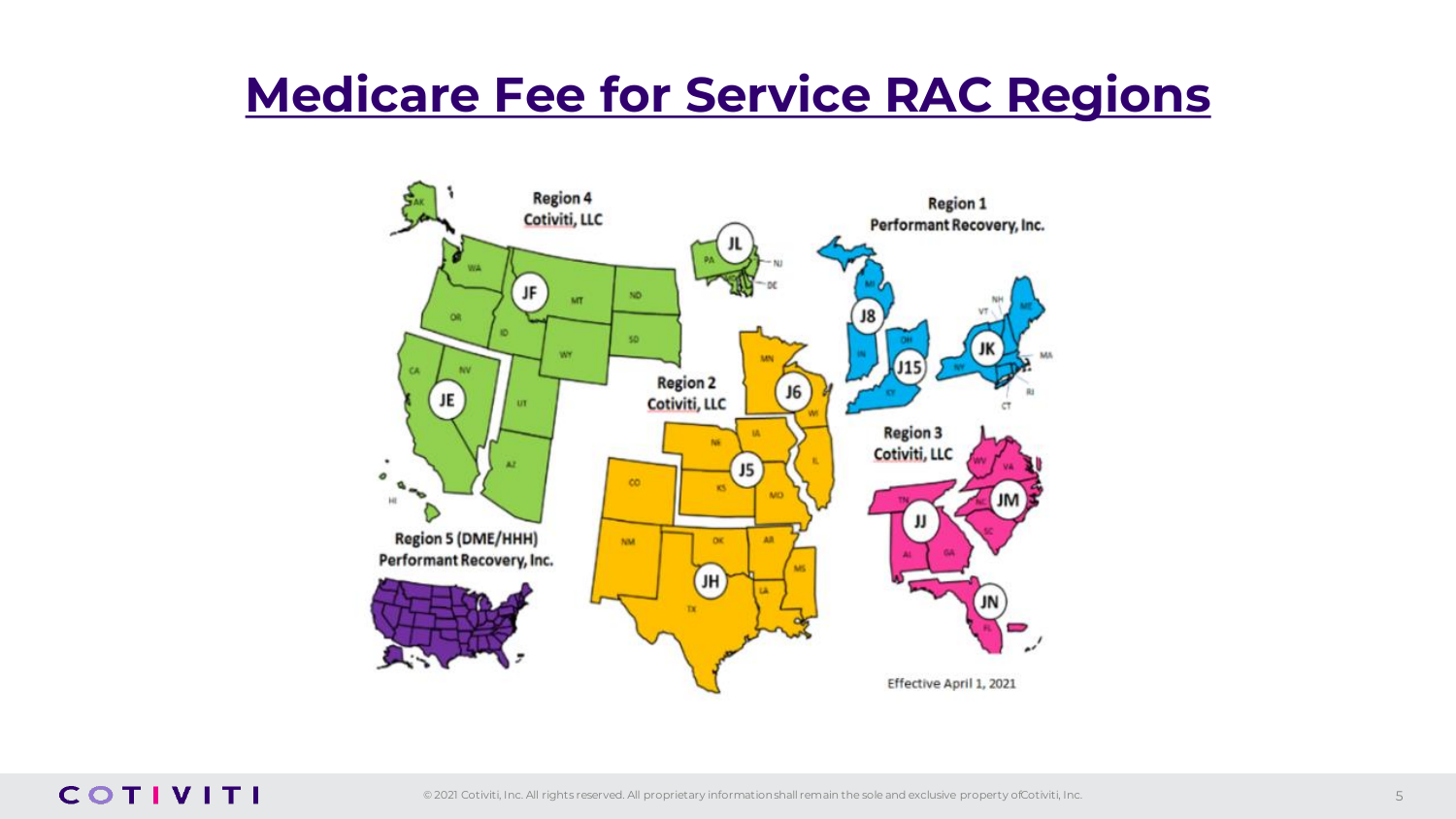# Medicare Fee for Service RAC Regions

Region 4
Cotiviti, LLC

JF

JE

Region 1
Performant Recovery, Inc.

JL

J8

J15

JK

Region 2
Cotiviti, LLC

J6

J5

JH

Region 3
Cotiviti, LLC

JJ

JM

JN

Region 5 (DME/HHH)
Performant Recovery, Inc.

Effective April 1, 2021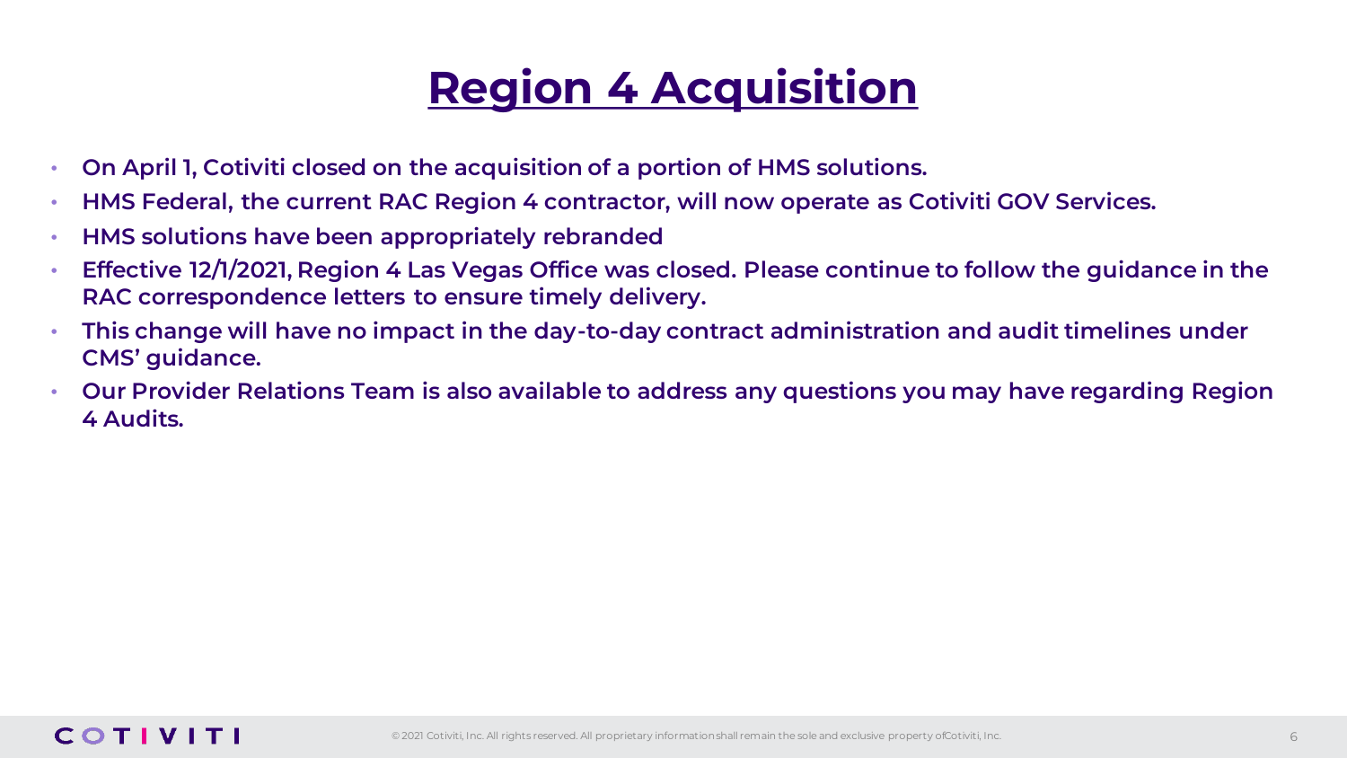# Region 4 Acquisition

- **On April 1, Cotiviti closed on the acquisition of a portion of HMS solutions.**
- **HMS Federal, the current RAC Region 4 contractor, will now operate as Cotiviti GOV Services.**
- **HMS solutions have been appropriately rebranded**
- **Effective 12/1/2021, Region 4 Las Vegas Office was closed. Please continue to follow the guidance in the RAC correspondence letters to ensure timely delivery.**
- **This change will have no impact in the day-to-day contract administration and audit timelines under CMS' guidance.**
- **Our Provider Relations Team is also available to address any questions you may have regarding Region 4 Audits.**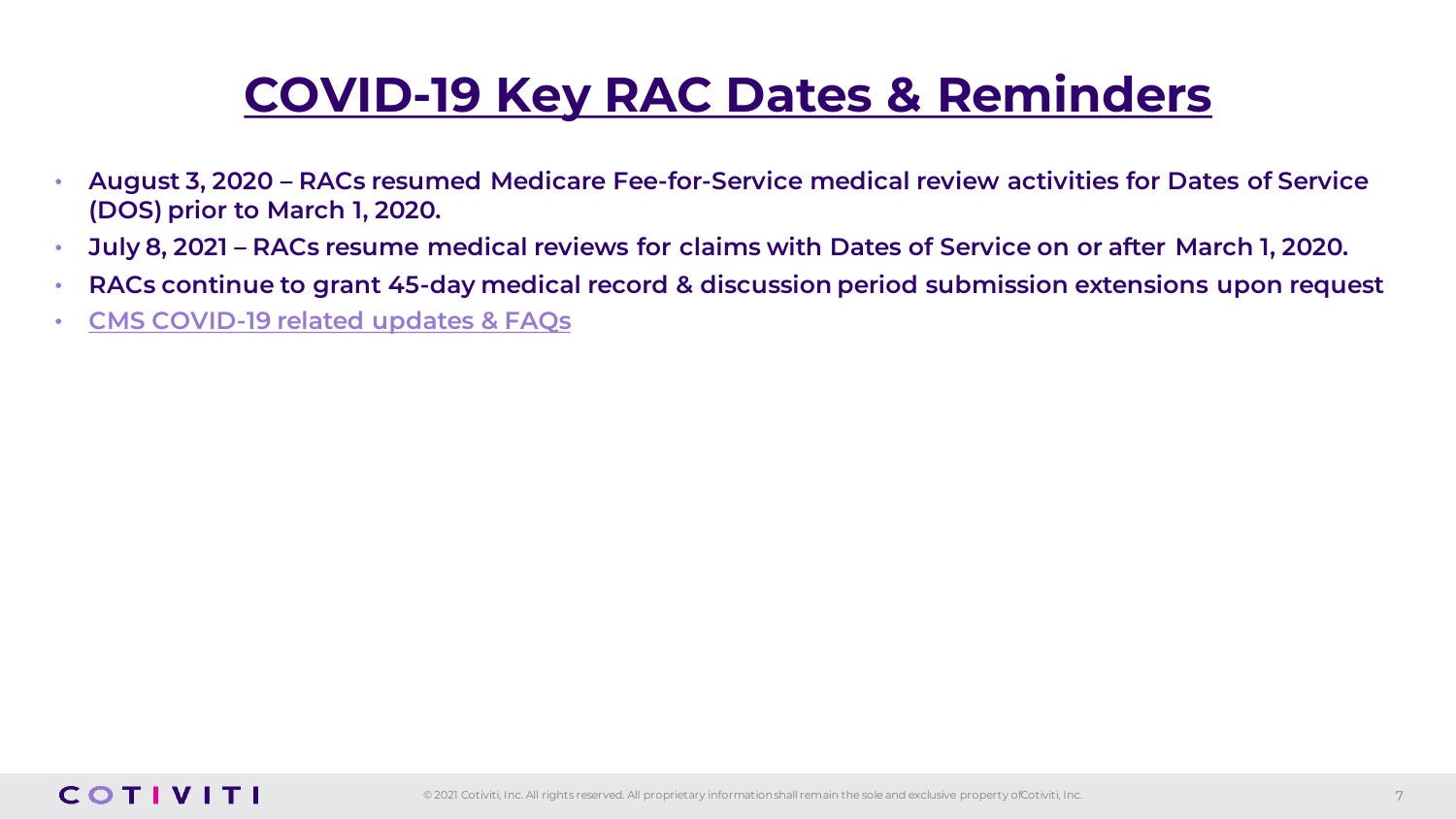# COVID-19 Key RAC Dates & Reminders

- **August 3, 2020 – RACs resumed Medicare Fee-for-Service medical review activities for Dates of Service (DOS) prior to March 1, 2020.**
- **July 8, 2021 – RACs resume medical reviews for claims with Dates of Service on or after March 1, 2020.**
- **RACs continue to grant 45-day medical record & discussion period submission extensions upon request**
- **CMS COVID-19 related updates & FAQs**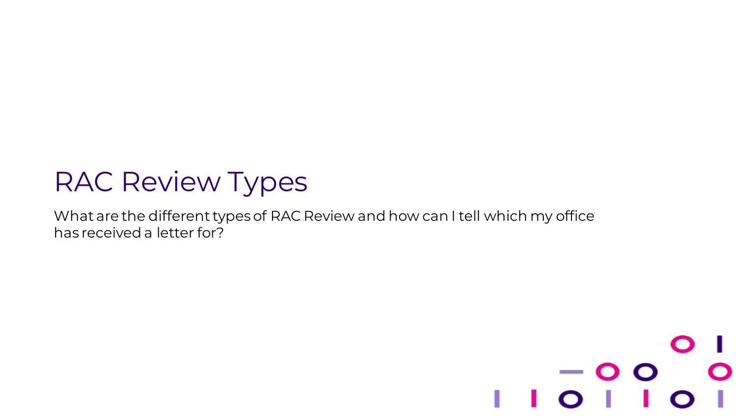# RAC Review Types

What are the different types of RAC Review and how can I tell which my office has received a letter for?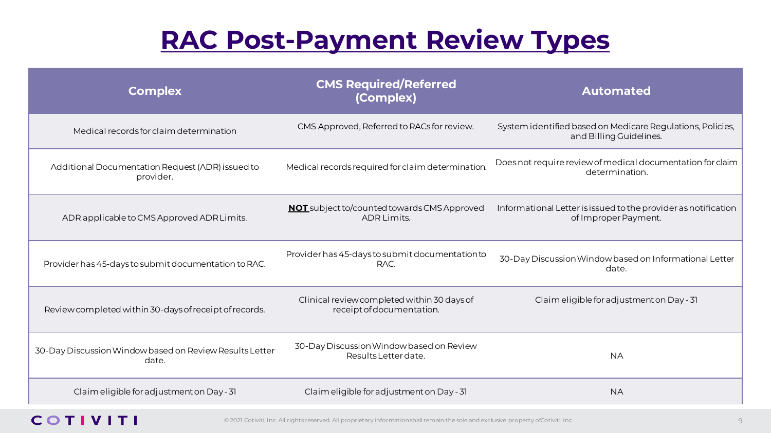# RAC Post-Payment Review Types

| Complex | CMS Required/Referred (Complex) | Automated |
|---|---|---|
| Medical records for claim determination | CMS Approved, Referred to RACs for review. | System identified based on Medicare Regulations, Policies, and Billing Guidelines. |
| Additional Documentation Request (ADR) issued to provider. | Medical records required for claim determination. | Does not require review of medical documentation for claim determination. |
| ADR applicable to CMS Approved ADR Limits. | **NOT** subject to/counted towards CMS Approved ADR Limits. | Informational Letter is issued to the provider as notification of Improper Payment. |
| Provider has 45-days to submit documentation to RAC. | Provider has 45-days to submit documentation to RAC. | 30-Day Discussion Window based on Informational Letter date. |
| Review completed within 30-days of receipt of records. | Clinical review completed within 30 days of receipt of documentation. | Claim eligible for adjustment on Day - 31 |
| 30-Day Discussion Window based on Review Results Letter date. | 30-Day Discussion Window based on Review Results Letter date. | NA |
| Claim eligible for adjustment on Day - 31 | Claim eligible for adjustment on Day - 31 | NA |

© 2021 Cotiviti, Inc. All rights reserved. All proprietary information shall remain the sole and exclusive property of Cotiviti, Inc.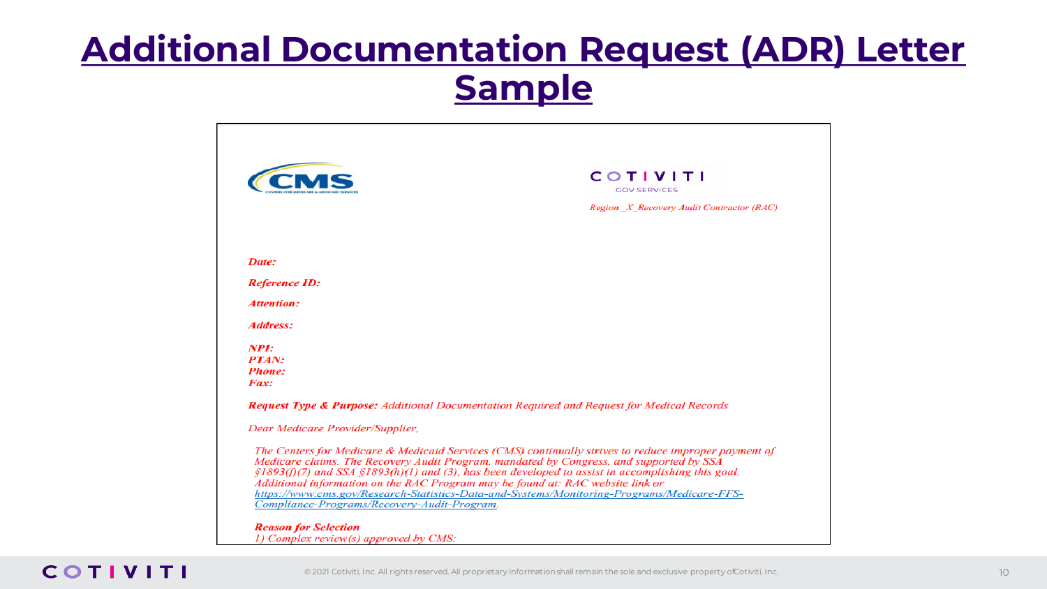# Additional Documentation Request (ADR) Letter Sample

CMS — CENTERS FOR MEDICARE & MEDICAID SERVICES

COTIVITI GOV SERVICES

*Region _X_Recovery Audit Contractor (RAC)*

***Date:***

***Reference ID:***

***Attention:***

***Address:***

***NPI:***
***PTAN:***
***Phone:***
***Fax:***

***Request Type & Purpose:*** *Additional Documentation Required and Request for Medical Records*

*Dear Medicare Provider/Supplier,*

*The Centers for Medicare & Medicaid Services (CMS) continually strives to reduce improper payment of Medicare claims. The Recovery Audit Program, mandated by Congress, and supported by SSA §1893(f)(7) and SSA §1893(h)(1) and (3), has been developed to assist in accomplishing this goal. Additional information on the RAC Program may be found at: RAC website link or https://www.cms.gov/Research-Statistics-Data-and-Systems/Monitoring-Programs/Medicare-FFS-Compliance-Programs/Recovery-Audit-Program.*

***Reason for Selection***
*1) Complex review(s) approved by CMS:*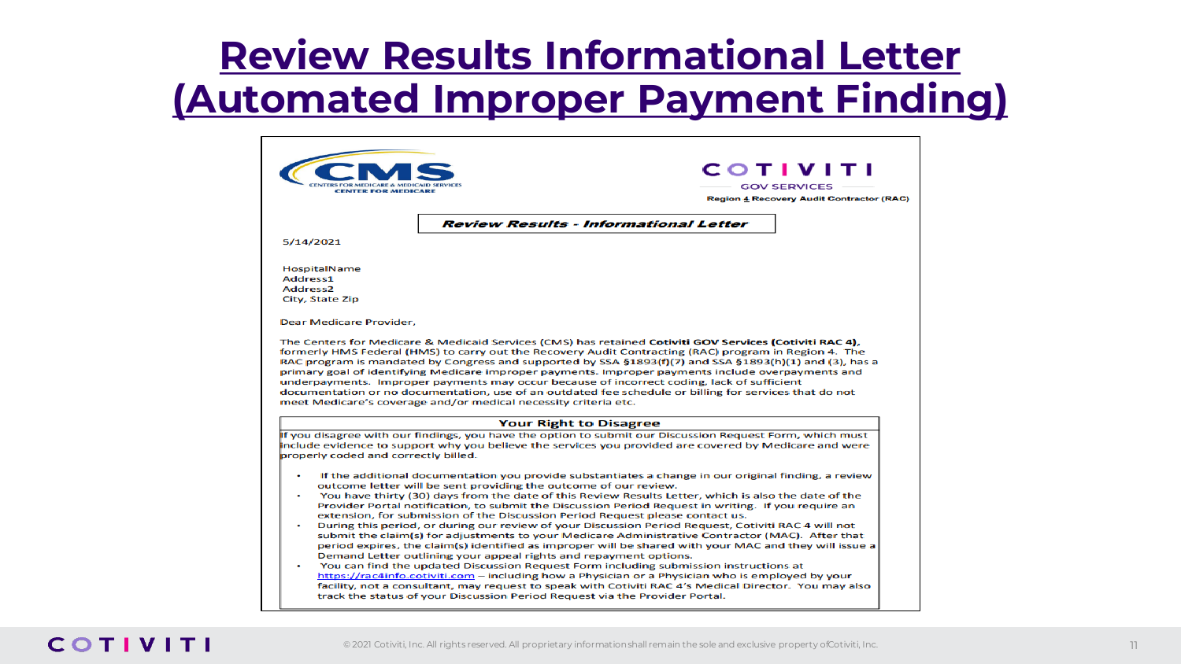# Review Results Informational Letter (Automated Improper Payment Finding)

CMS
CENTERS FOR MEDICARE & MEDICAID SERVICES
CENTER FOR MEDICARE

COTIVITI
GOV SERVICES
Region 4 Recovery Audit Contractor (RAC)

**Review Results - Informational Letter**

5/14/2021

HospitalName
Address1
Address2
City, State Zip

Dear Medicare Provider,

The Centers for Medicare & Medicaid Services (CMS) has retained **Cotiviti GOV Services (Cotiviti RAC 4)**, formerly HMS Federal (HMS) to carry out the Recovery Audit Contracting (RAC) program in Region 4. The RAC program is mandated by Congress and supported by SSA §1893(f)(7) and SSA §1893(h)(1) and (3), has a primary goal of identifying Medicare improper payments. Improper payments include overpayments and underpayments. Improper payments may occur because of incorrect coding, lack of sufficient documentation or no documentation, use of an outdated fee schedule or billing for services that do not meet Medicare's coverage and/or medical necessity criteria etc.

**Your Right to Disagree**

If you disagree with our findings, you have the option to submit our Discussion Request Form, which must include evidence to support why you believe the services you provided are covered by Medicare and were properly coded and correctly billed.

- If the additional documentation you provide substantiates a change in our original finding, a review outcome letter will be sent providing the outcome of our review.
- You have thirty (30) days from the date of this Review Results Letter, which is also the date of the Provider Portal notification, to submit the Discussion Period Request in writing. If you require an extension, for submission of the Discussion Period Request please contact us.
- During this period, or during our review of your Discussion Period Request, Cotiviti RAC 4 will not submit the claim(s) for adjustments to your Medicare Administrative Contractor (MAC). After that period expires, the claim(s) identified as improper will be shared with your MAC and they will issue a Demand Letter outlining your appeal rights and repayment options.
- You can find the updated Discussion Request Form including submission instructions at https://rac4info.cotiviti.com – including how a Physician or a Physician who is employed by your facility, not a consultant, may request to speak with Cotiviti RAC 4's Medical Director. You may also track the status of your Discussion Period Request via the Provider Portal.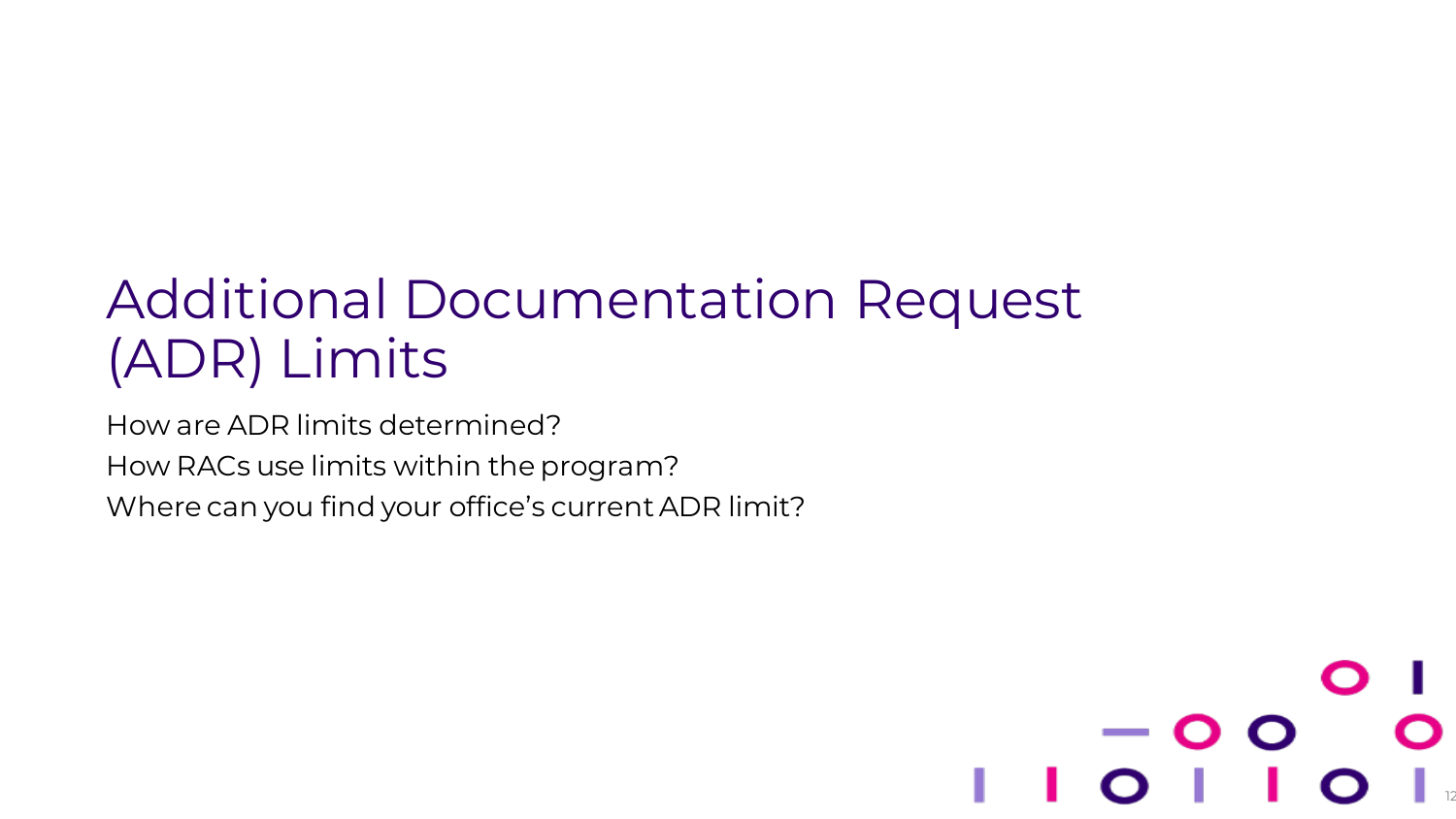# Additional Documentation Request (ADR) Limits

How are ADR limits determined?

How RACs use limits within the program?

Where can you find your office's current ADR limit?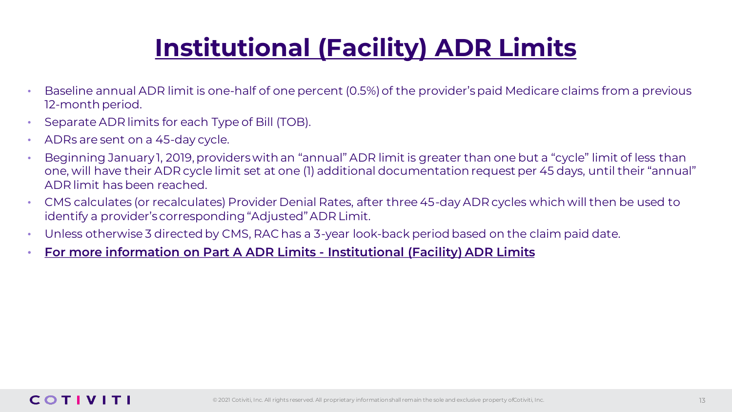# Institutional (Facility) ADR Limits

- Baseline annual ADR limit is one-half of one percent (0.5%) of the provider's paid Medicare claims from a previous 12-month period.
- Separate ADR limits for each Type of Bill (TOB).
- ADRs are sent on a 45-day cycle.
- Beginning January 1, 2019, providers with an "annual" ADR limit is greater than one but a "cycle" limit of less than one, will have their ADR cycle limit set at one (1) additional documentation request per 45 days, until their "annual" ADR limit has been reached.
- CMS calculates (or recalculates) Provider Denial Rates, after three 45-day ADR cycles which will then be used to identify a provider's corresponding "Adjusted" ADR Limit.
- Unless otherwise 3 directed by CMS, RAC has a 3-year look-back period based on the claim paid date.
- **For more information on Part A ADR Limits - Institutional (Facility) ADR Limits**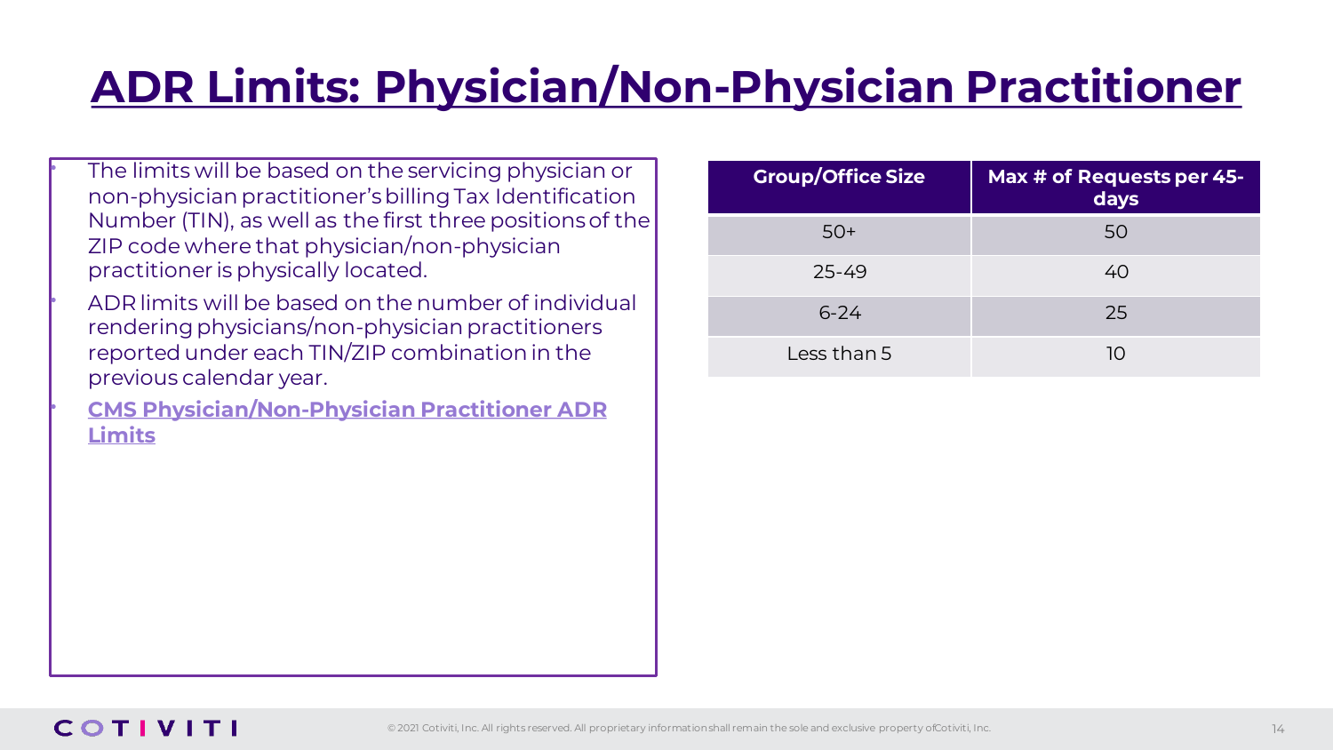# ADR Limits: Physician/Non-Physician Practitioner

- The limits will be based on the servicing physician or non-physician practitioner's billing Tax Identification Number (TIN), as well as the first three positions of the ZIP code where that physician/non-physician practitioner is physically located.
- ADR limits will be based on the number of individual rendering physicians/non-physician practitioners reported under each TIN/ZIP combination in the previous calendar year.
- **CMS Physician/Non-Physician Practitioner ADR Limits**

| Group/Office Size | Max # of Requests per 45-days |
|---|---|
| 50+ | 50 |
| 25-49 | 40 |
| 6-24 | 25 |
| Less than 5 | 10 |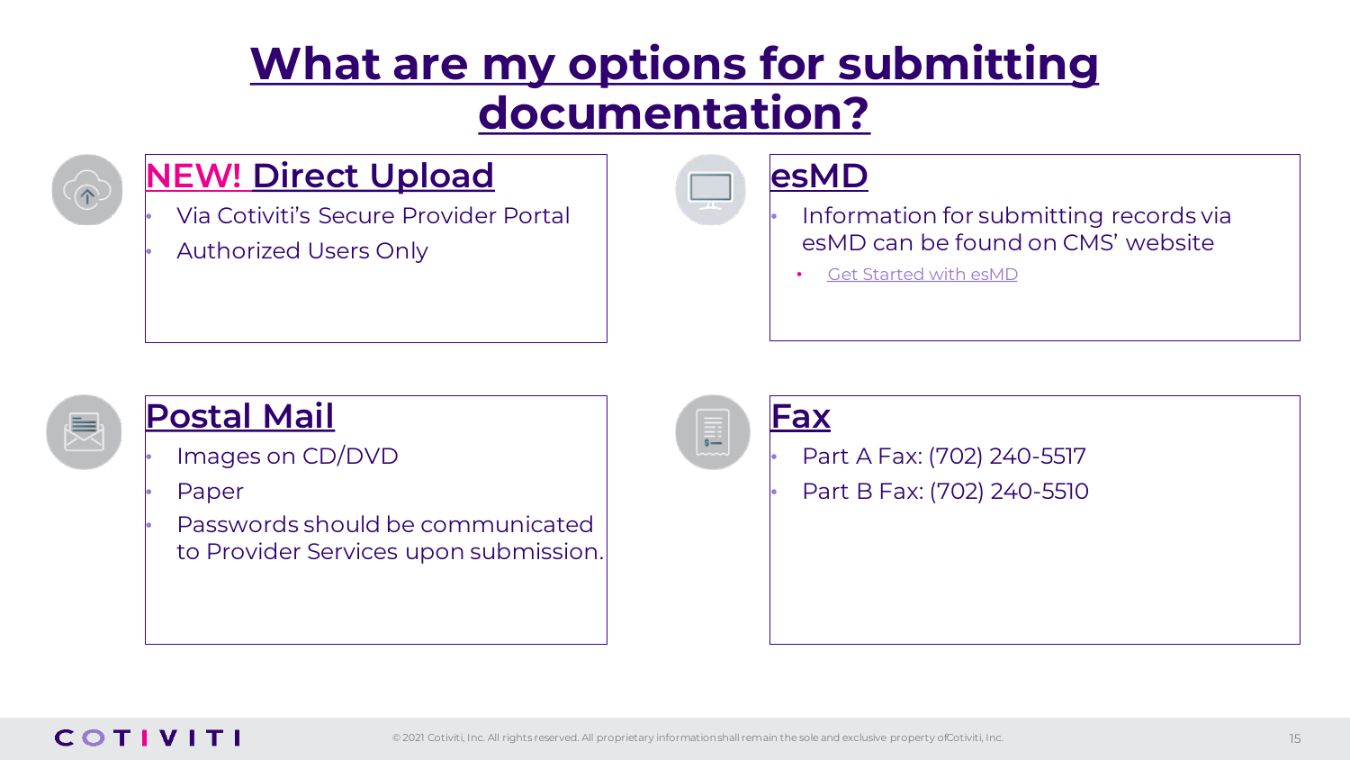# What are my options for submitting documentation?

## NEW! Direct Upload

- Via Cotiviti's Secure Provider Portal
- Authorized Users Only

## esMD

- Information for submitting records via esMD can be found on CMS' website
  - Get Started with esMD

## Postal Mail

- Images on CD/DVD
- Paper
- Passwords should be communicated to Provider Services upon submission.

## Fax

- Part A Fax: (702) 240-5517
- Part B Fax: (702) 240-5510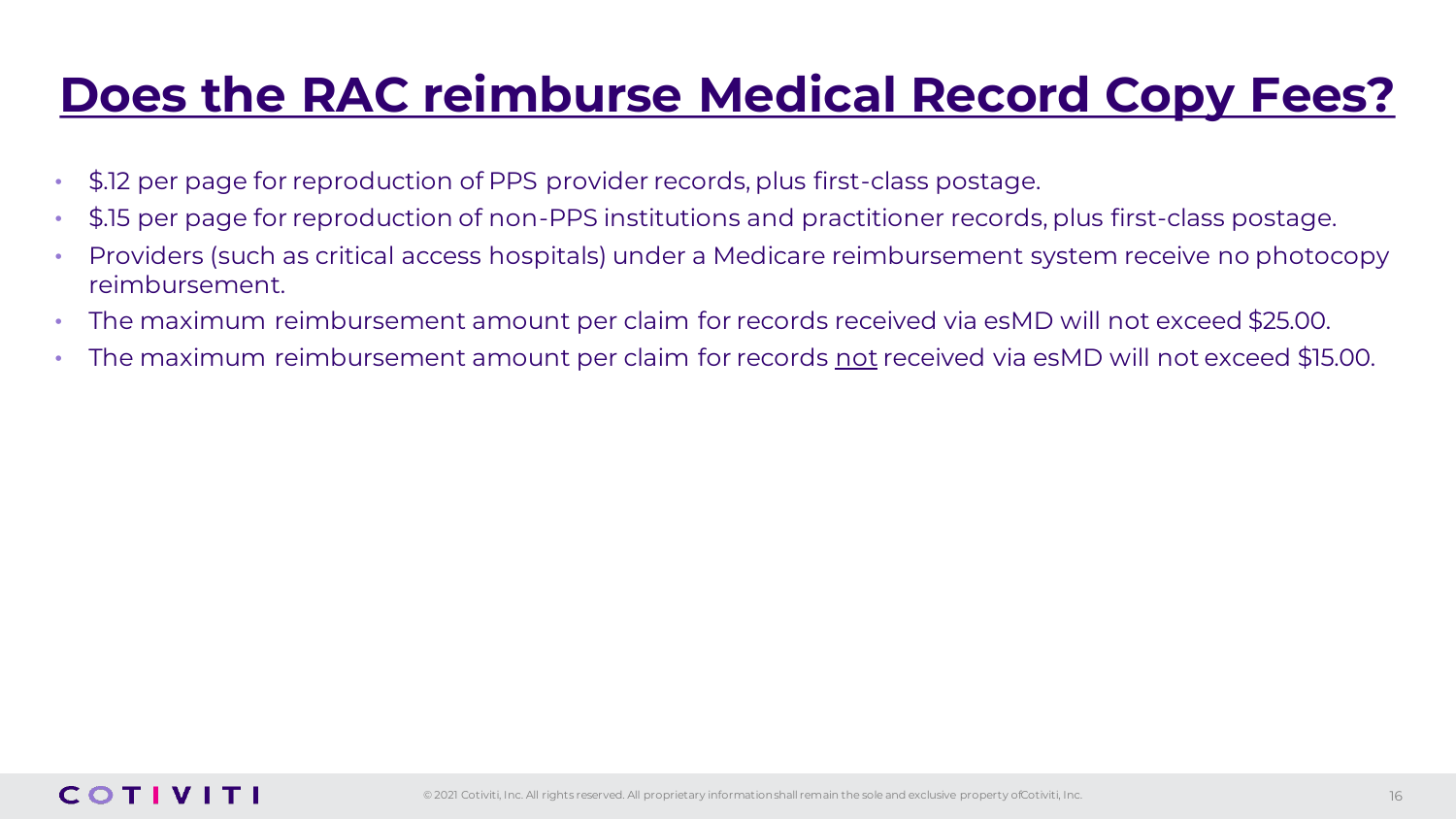# Does the RAC reimburse Medical Record Copy Fees?

- $.12 per page for reproduction of PPS provider records, plus first-class postage.
- $.15 per page for reproduction of non-PPS institutions and practitioner records, plus first-class postage.
- Providers (such as critical access hospitals) under a Medicare reimbursement system receive no photocopy reimbursement.
- The maximum reimbursement amount per claim for records received via esMD will not exceed $25.00.
- The maximum reimbursement amount per claim for records <u>not</u> received via esMD will not exceed $15.00.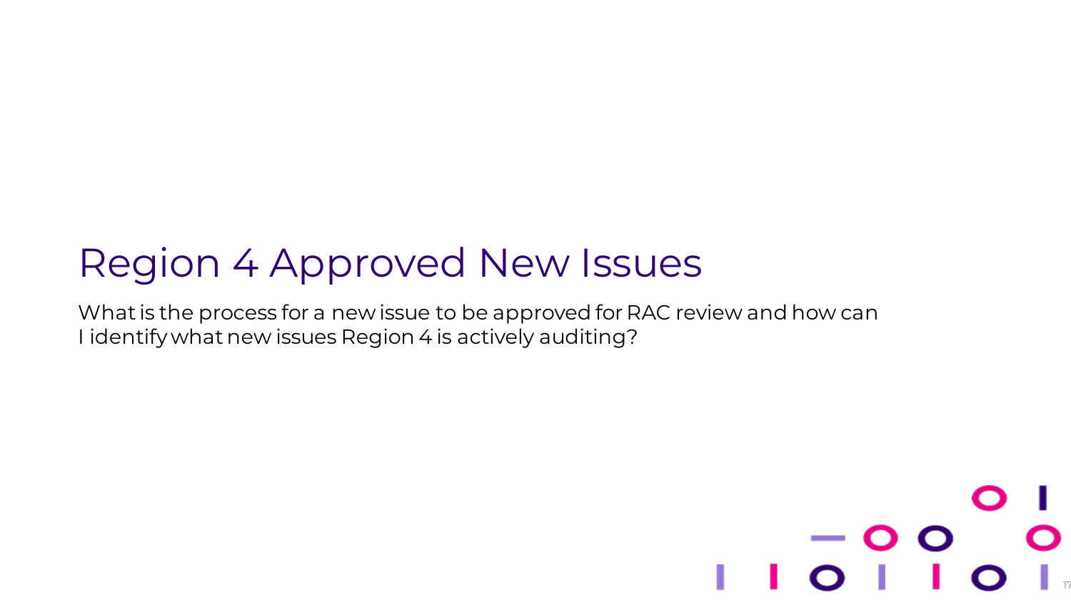# Region 4 Approved New Issues

What is the process for a new issue to be approved for RAC review and how can I identify what new issues Region 4 is actively auditing?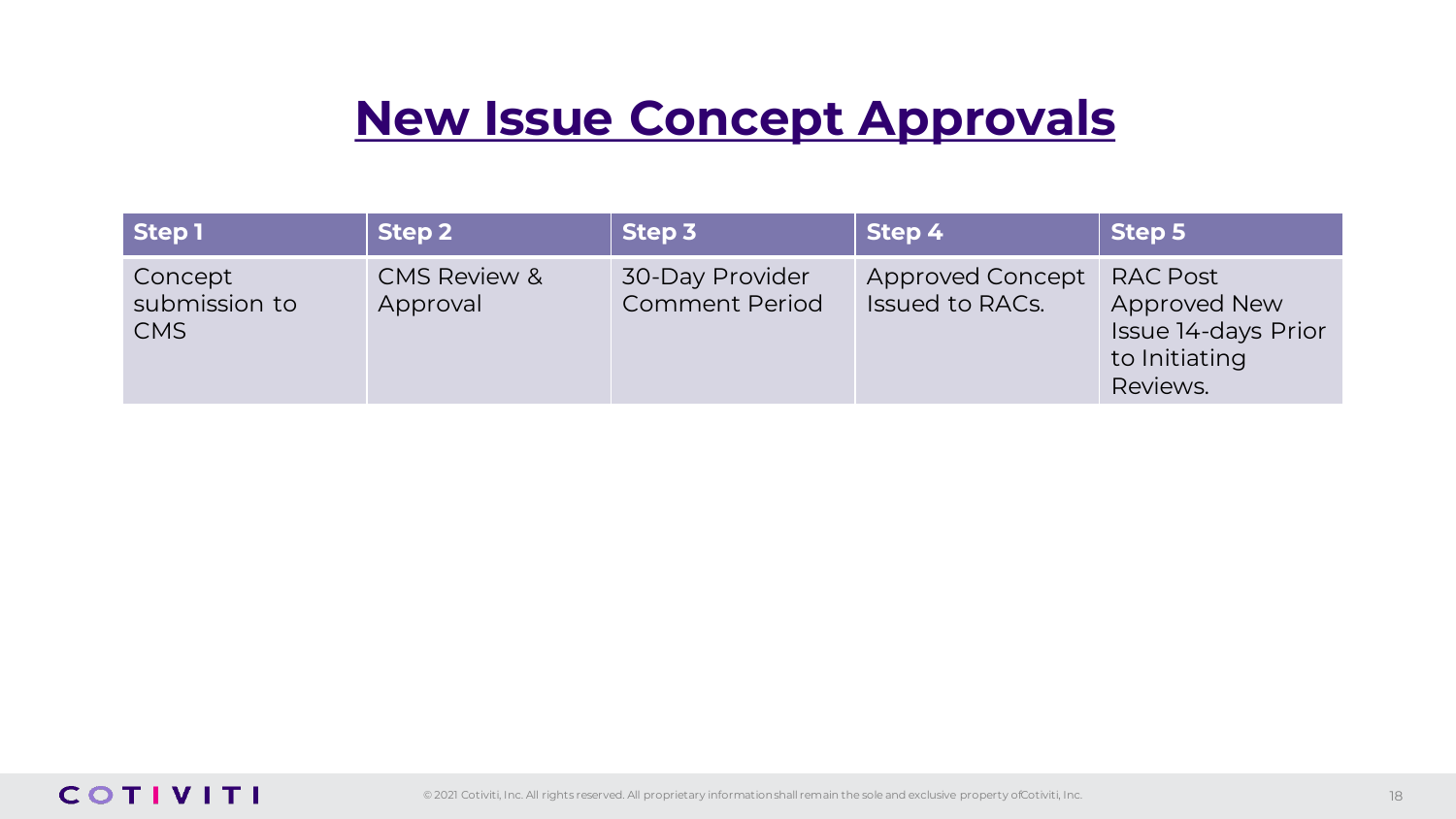# New Issue Concept Approvals

| Step 1 | Step 2 | Step 3 | Step 4 | Step 5 |
| --- | --- | --- | --- | --- |
| Concept submission to CMS | CMS Review & Approval | 30-Day Provider Comment Period | Approved Concept Issued to RACs. | RAC Post Approved New Issue 14-days Prior to Initiating Reviews. |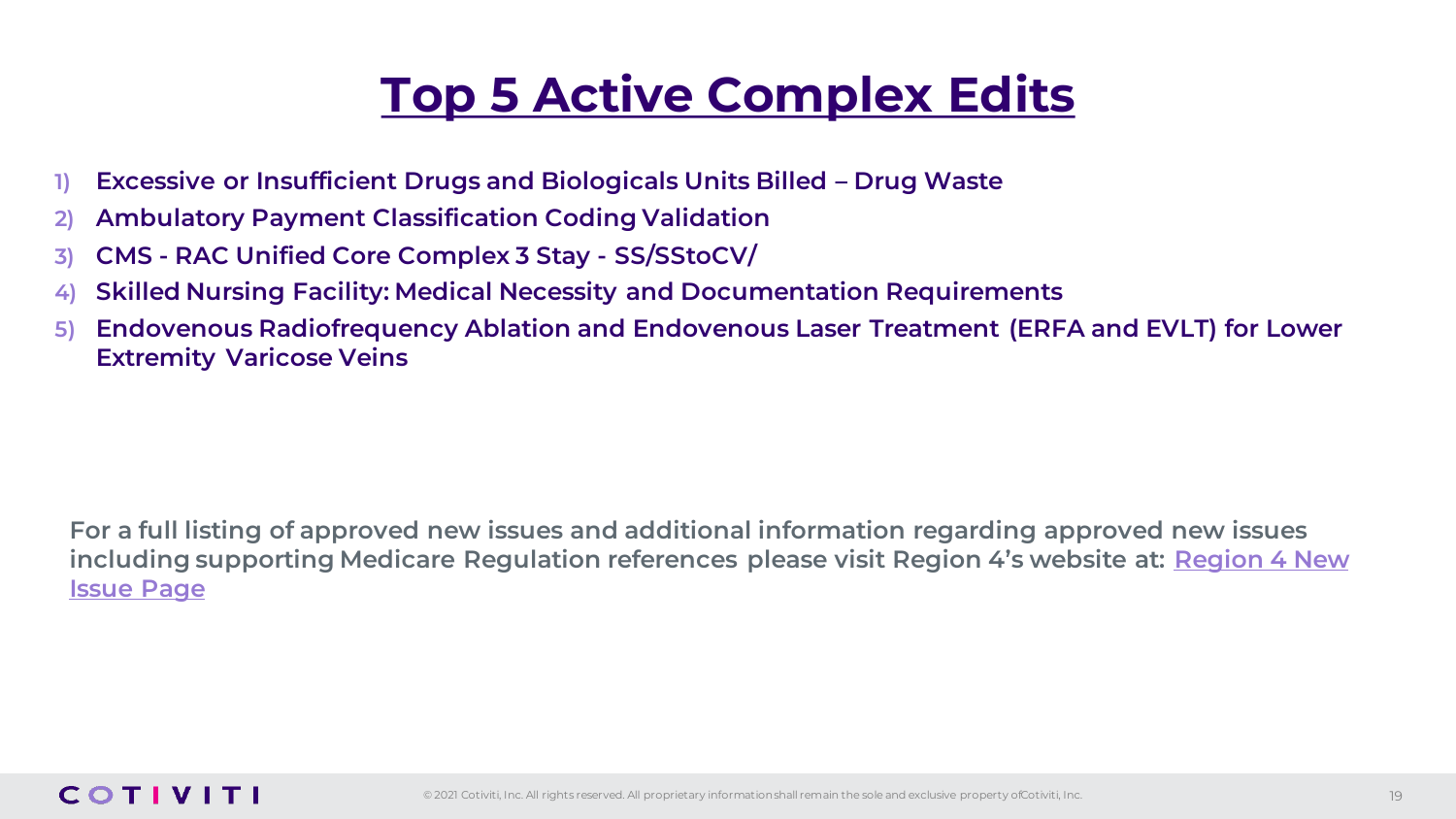# Top 5 Active Complex Edits

1) **Excessive or Insufficient Drugs and Biologicals Units Billed – Drug Waste**
2) **Ambulatory Payment Classification Coding Validation**
3) **CMS - RAC Unified Core Complex 3 Stay - SS/SStoCV/**
4) **Skilled Nursing Facility: Medical Necessity and Documentation Requirements**
5) **Endovenous Radiofrequency Ablation and Endovenous Laser Treatment (ERFA and EVLT) for Lower Extremity Varicose Veins**

**For a full listing of approved new issues and additional information regarding approved new issues including supporting Medicare Regulation references please visit Region 4's website at: Region 4 New Issue Page**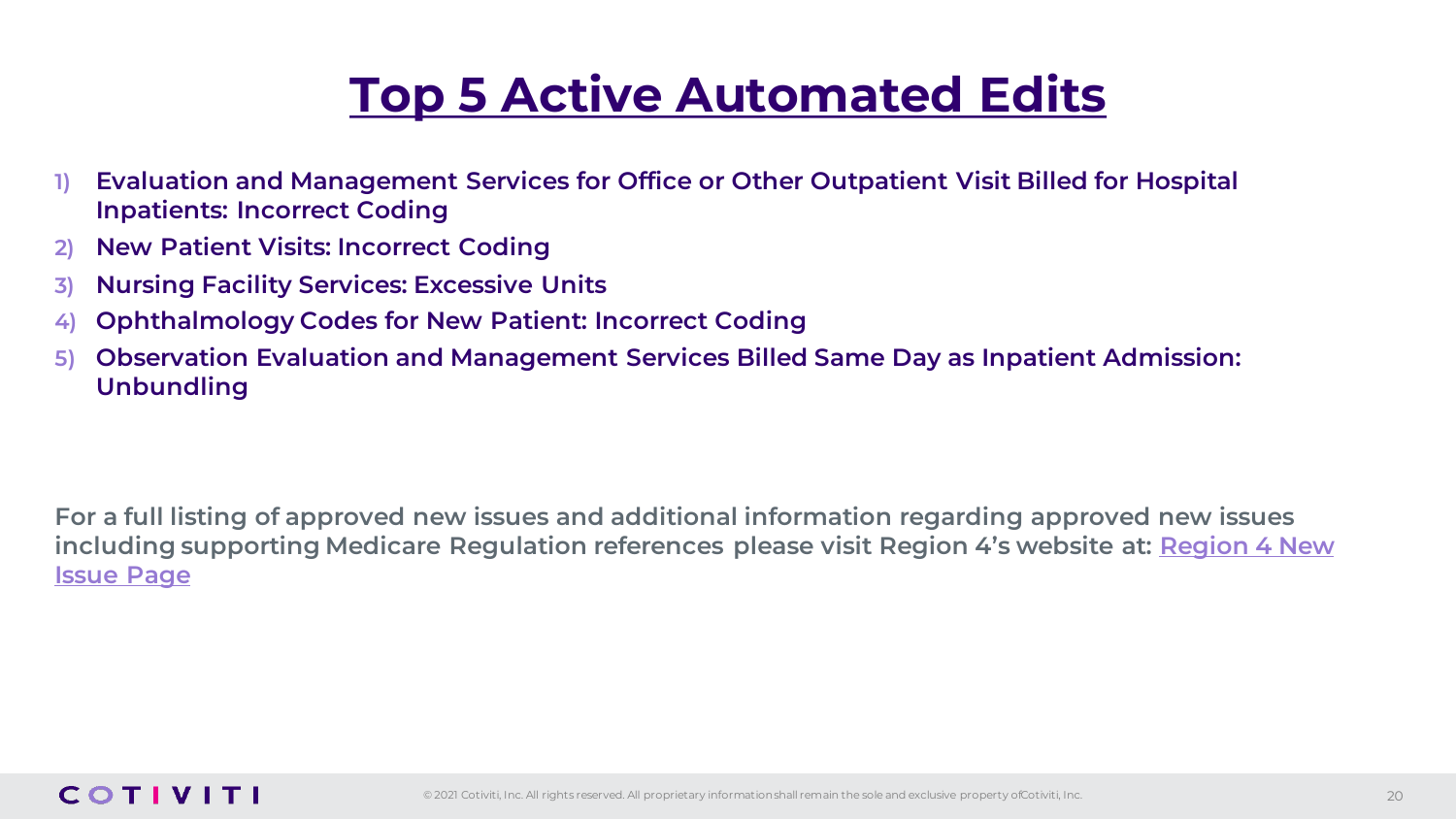# Top 5 Active Automated Edits

1) **Evaluation and Management Services for Office or Other Outpatient Visit Billed for Hospital Inpatients: Incorrect Coding**
2) **New Patient Visits: Incorrect Coding**
3) **Nursing Facility Services: Excessive Units**
4) **Ophthalmology Codes for New Patient: Incorrect Coding**
5) **Observation Evaluation and Management Services Billed Same Day as Inpatient Admission: Unbundling**

**For a full listing of approved new issues and additional information regarding approved new issues including supporting Medicare Regulation references please visit Region 4's website at: Region 4 New Issue Page**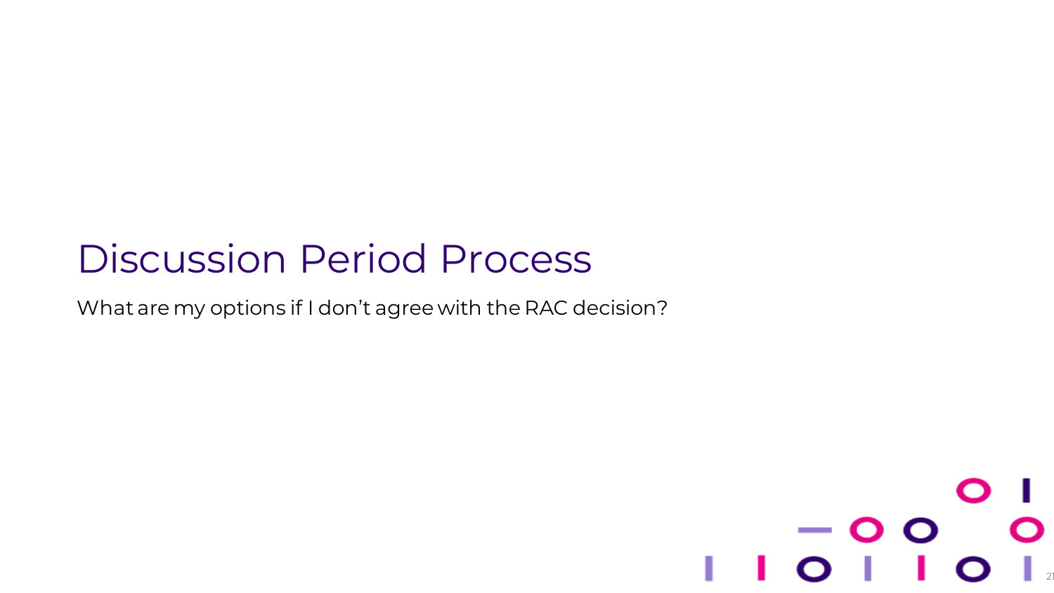# Discussion Period Process

What are my options if I don’t agree with the RAC decision?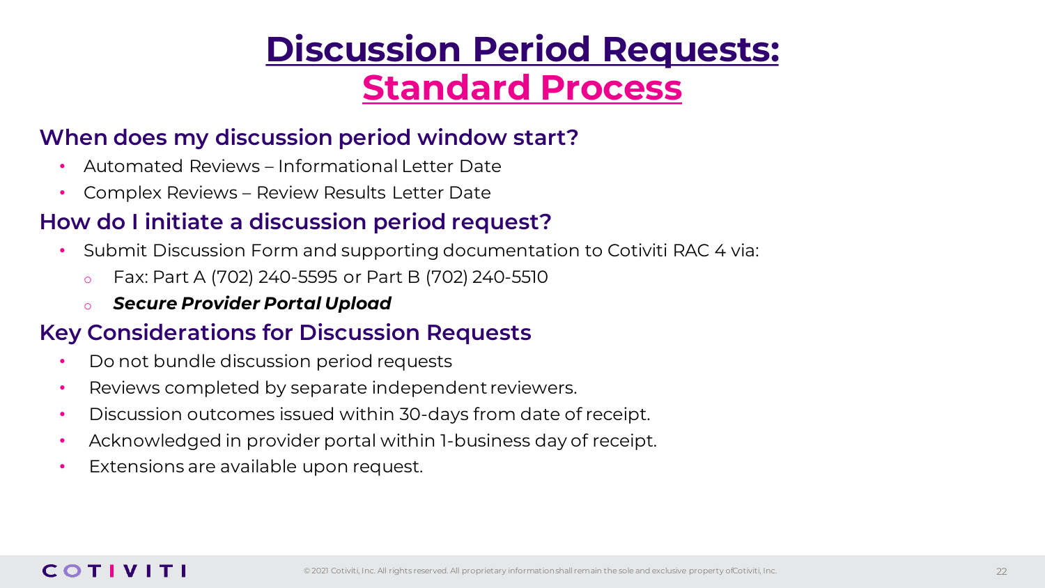# Discussion Period Requests: Standard Process

### When does my discussion period window start?

- Automated Reviews – Informational Letter Date
- Complex Reviews – Review Results Letter Date

### How do I initiate a discussion period request?

- Submit Discussion Form and supporting documentation to Cotiviti RAC 4 via:
  - Fax: Part A (702) 240-5595 or Part B (702) 240-5510
  - ***Secure Provider Portal Upload***

### Key Considerations for Discussion Requests

- Do not bundle discussion period requests
- Reviews completed by separate independent reviewers.
- Discussion outcomes issued within 30-days from date of receipt.
- Acknowledged in provider portal within 1-business day of receipt.
- Extensions are available upon request.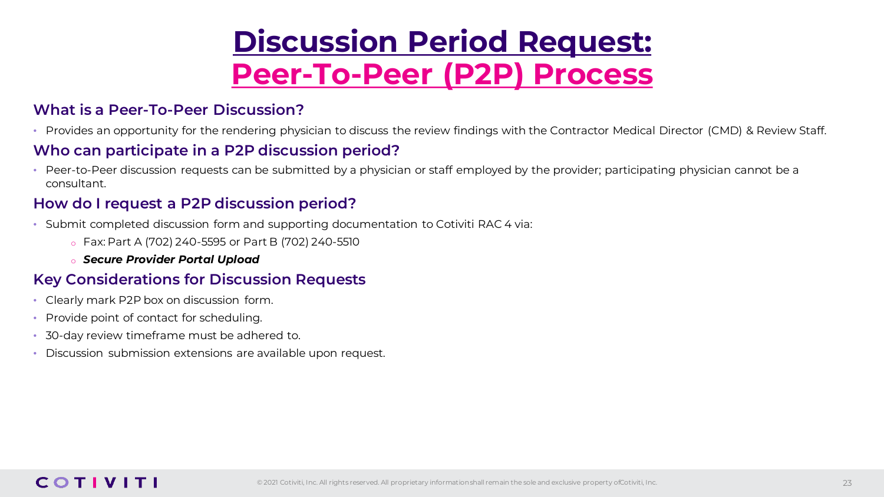# Discussion Period Request: Peer-To-Peer (P2P) Process

### What is a Peer-To-Peer Discussion?

- Provides an opportunity for the rendering physician to discuss the review findings with the Contractor Medical Director (CMD) & Review Staff.

### Who can participate in a P2P discussion period?

- Peer-to-Peer discussion requests can be submitted by a physician or staff employed by the provider; participating physician cannot be a consultant.

### How do I request a P2P discussion period?

- Submit completed discussion form and supporting documentation to Cotiviti RAC 4 via:
  - Fax: Part A (702) 240-5595 or Part B (702) 240-5510
  - ***Secure Provider Portal Upload***

### Key Considerations for Discussion Requests

- Clearly mark P2P box on discussion form.
- Provide point of contact for scheduling.
- 30-day review timeframe must be adhered to.
- Discussion submission extensions are available upon request.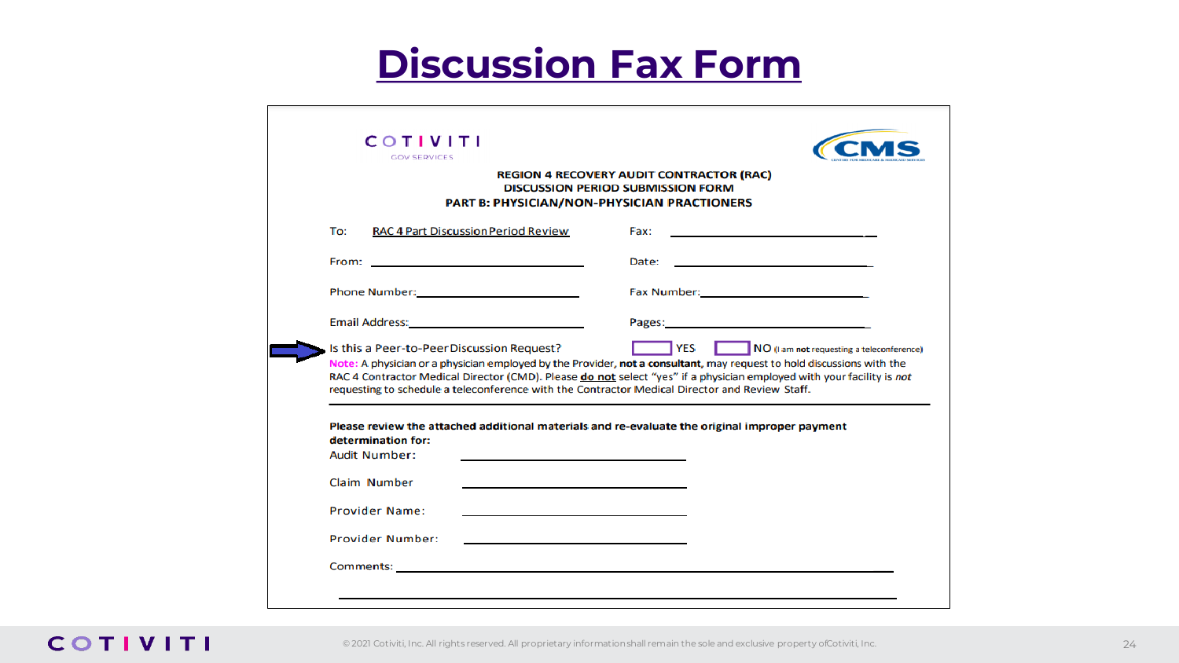# Discussion Fax Form

COTIVITI GOV SERVICES

CMS

**REGION 4 RECOVERY AUDIT CONTRACTOR (RAC)**
**DISCUSSION PERIOD SUBMISSION FORM**
**PART B: PHYSICIAN/NON-PHYSICIAN PRACTIONERS**

To: RAC 4 Part Discussion Period Review　　Fax: ______________________

From: ______________________　　Date: ______________________

Phone Number: ______________________　　Fax Number: ______________________

Email Address: ______________________　　Pages: ______________________

Is this a Peer-to-Peer Discussion Request?　☐ YES　☐ NO (I am **not** requesting a teleconference)

Note: A physician or a physician employed by the Provider, **not a consultant,** may request to hold discussions with the RAC 4 Contractor Medical Director (CMD). Please **do not** select "yes" if a physician employed with your facility is *not* requesting to schedule a teleconference with the Contractor Medical Director and Review Staff.

---

**Please review the attached additional materials and re-evaluate the original improper payment determination for:**

Audit Number: ______________________

Claim Number ______________________

Provider Name: ______________________

Provider Number: ______________________

Comments: ______________________________________________

______________________________________________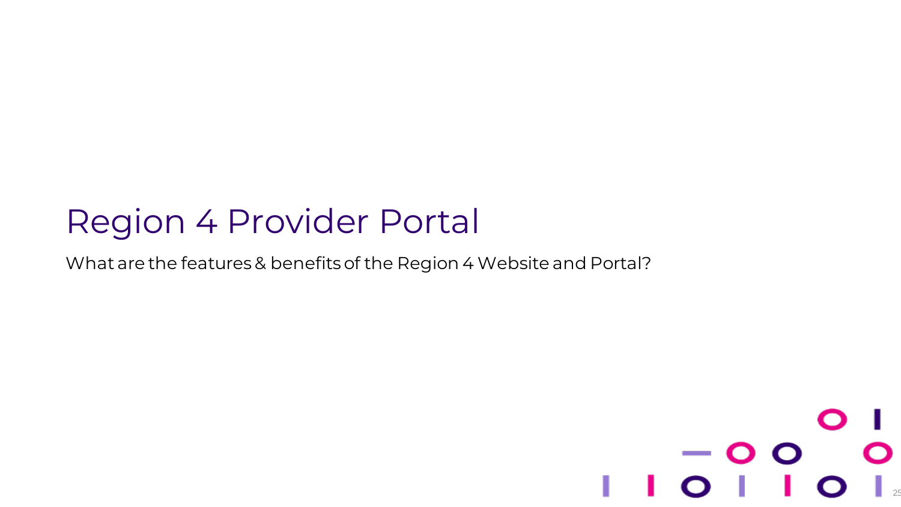# Region 4 Provider Portal

What are the features & benefits of the Region 4 Website and Portal?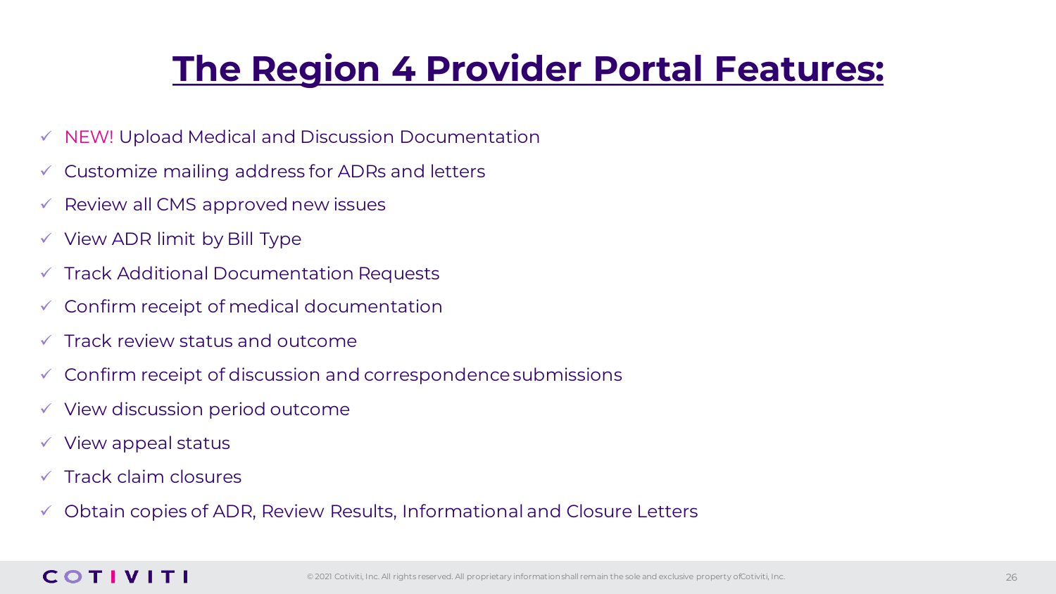# The Region 4 Provider Portal Features:

- ✓ NEW! Upload Medical and Discussion Documentation
- ✓ Customize mailing address for ADRs and letters
- ✓ Review all CMS approved new issues
- ✓ View ADR limit by Bill Type
- ✓ Track Additional Documentation Requests
- ✓ Confirm receipt of medical documentation
- ✓ Track review status and outcome
- ✓ Confirm receipt of discussion and correspondence submissions
- ✓ View discussion period outcome
- ✓ View appeal status
- ✓ Track claim closures
- ✓ Obtain copies of ADR, Review Results, Informational and Closure Letters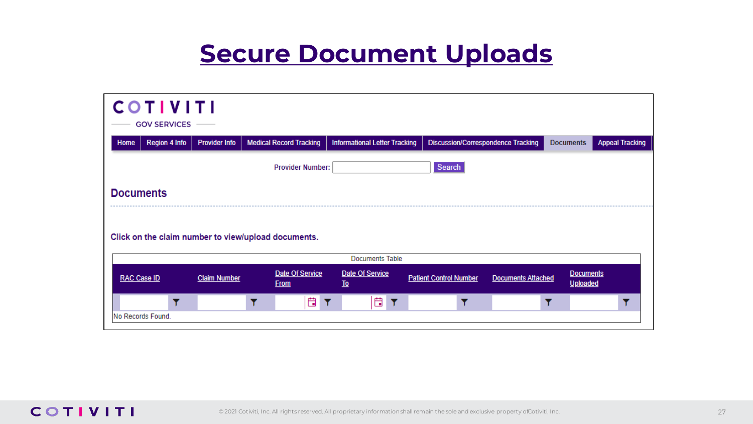# Secure Document Uploads

COTIVITI
GOV SERVICES

Home | Region 4 Info | Provider Info | Medical Record Tracking | Informational Letter Tracking | Discussion/Correspondence Tracking | Documents | Appeal Tracking

Provider Number: [ ] Search

## Documents

**Click on the claim number to view/upload documents.**

Documents Table

| RAC Case ID | Claim Number | Date Of Service From | Date Of Service To | Patient Control Number | Documents Attached | Documents Uploaded |
|---|---|---|---|---|---|---|
| No Records Found. | | | | | | |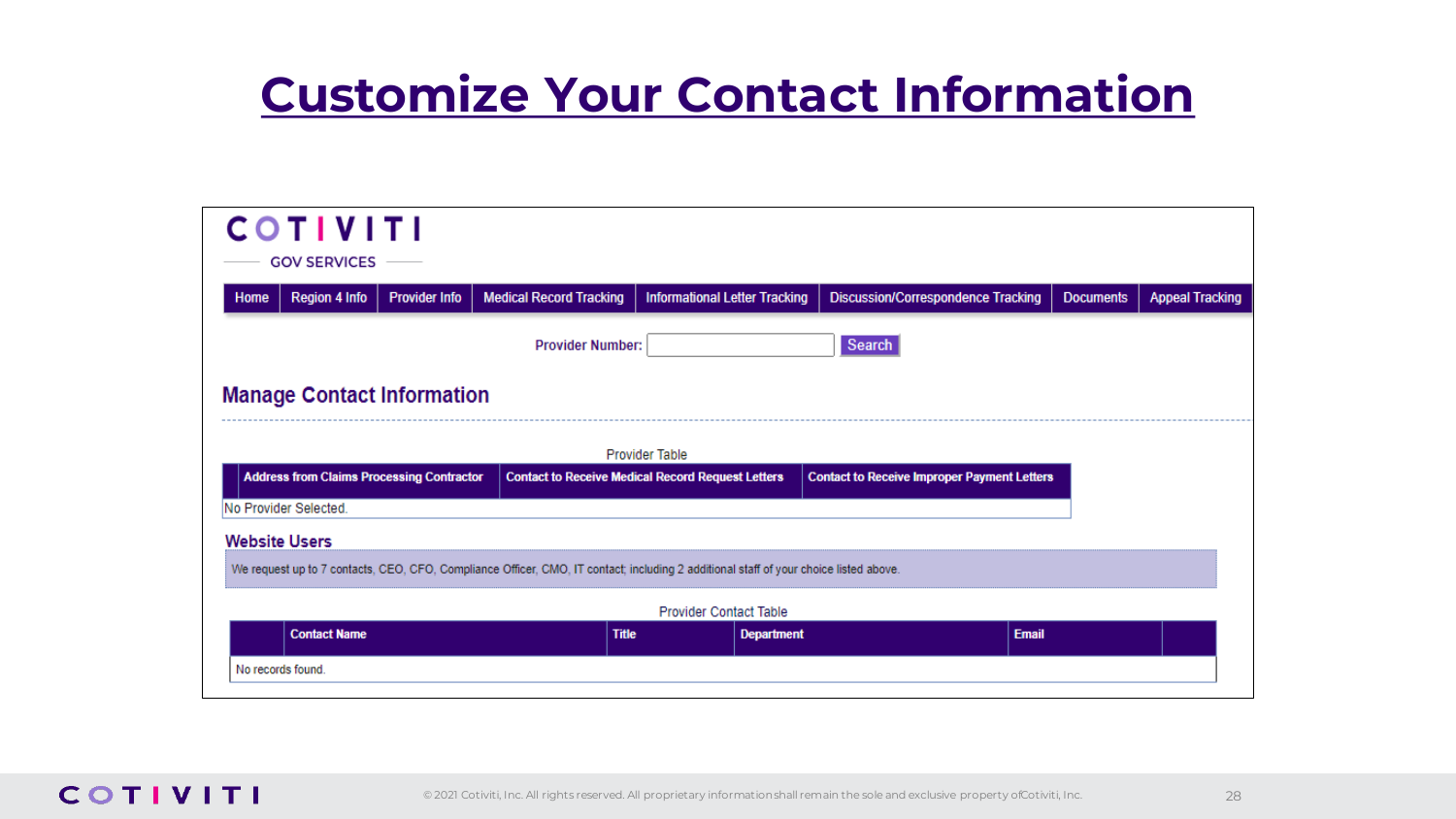# Customize Your Contact Information

COTIVITI

GOV SERVICES

Home | Region 4 Info | Provider Info | Medical Record Tracking | Informational Letter Tracking | Discussion/Correspondence Tracking | Documents | Appeal Tracking

Provider Number: [ ] Search

## Manage Contact Information

Provider Table

| | Address from Claims Processing Contractor | Contact to Receive Medical Record Request Letters | Contact to Receive Improper Payment Letters |
|---|---|---|---|
| No Provider Selected. | | | |

### Website Users

We request up to 7 contacts, CEO, CFO, Compliance Officer, CMO, IT contact; including 2 additional staff of your choice listed above.

Provider Contact Table

| | Contact Name | Title | Department | Email | |
|---|---|---|---|---|---|
| No records found. | | | | | |

© 2021 Cotiviti, Inc. All rights reserved. All proprietary information shall remain the sole and exclusive property of Cotiviti, Inc.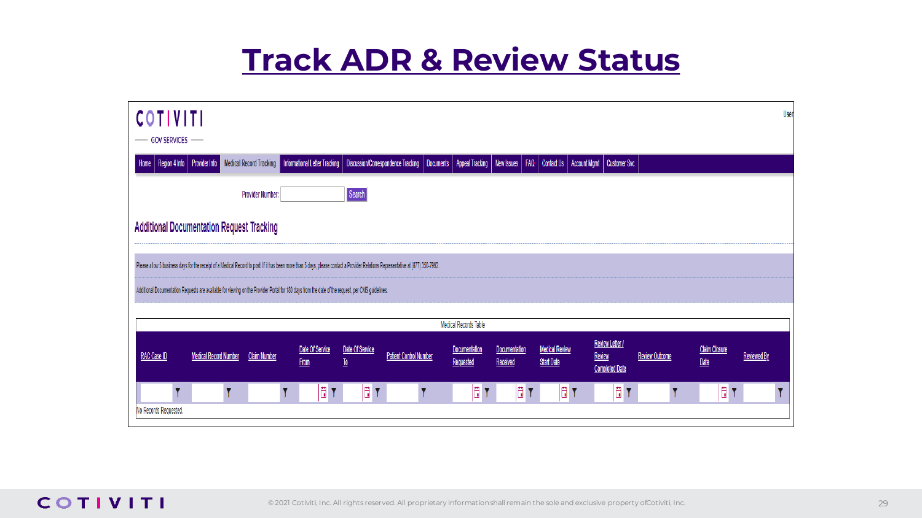# Track ADR & Review Status

COTIVITI

GOV SERVICES

User

Home | Region 4 Info | Provider Info | Medical Record Tracking | Informational Letter Tracking | Discussion/Correspondence Tracking | Documents | Appeal Tracking | New Issues | FAQ | Contact Us | Account Mgmt | Customer Svc

Provider Number: [ ] Search

## Additional Documentation Request Tracking

Please allow 5 business days for the receipt of a Medical Record to post. If it has been more than 5 days, please contact a Provider Relations Representative at (877) 350-7992.

Additional Documentation Requests are available for viewing on the Provider Portal for 180 days from the date of the request, per CMS guidelines.

Medical Records Table

| RAC Case ID | Medical Record Number | Claim Number | Date Of Service From | Date Of Service To | Patient Control Number | Documentation Requested | Documentation Received | Medical Review Start Date | Review Letter / Review Completed Date | Review Outcome | Claim Closure Date | Reviewed By |
|---|---|---|---|---|---|---|---|---|---|---|---|---|
| | | | | | | | | | | | | |

No Records Requested.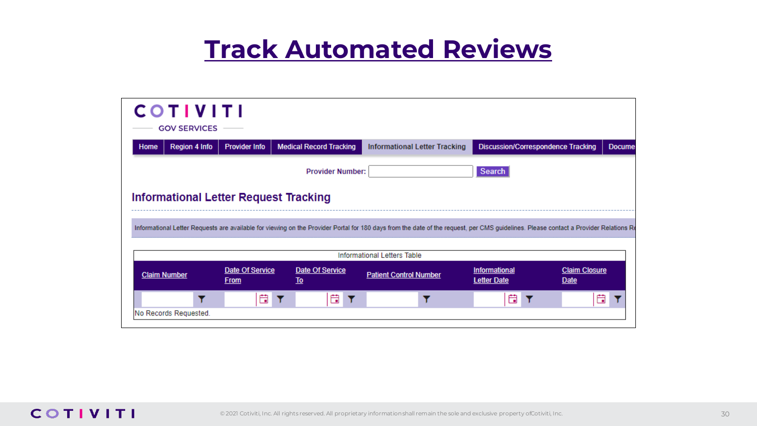# Track Automated Reviews

COTIVITI

GOV SERVICES

Home | Region 4 Info | Provider Info | Medical Record Tracking | Informational Letter Tracking | Discussion/Correspondence Tracking | Docume

Provider Number: [ ] Search

## Informational Letter Request Tracking

Informational Letter Requests are available for viewing on the Provider Portal for 180 days from the date of the request, per CMS guidelines. Please contact a Provider Relations Re

Informational Letters Table

| Claim Number | Date Of Service From | Date Of Service To | Patient Control Number | Informational Letter Date | Claim Closure Date |
|---|---|---|---|---|---|
| No Records Requested. | | | | | |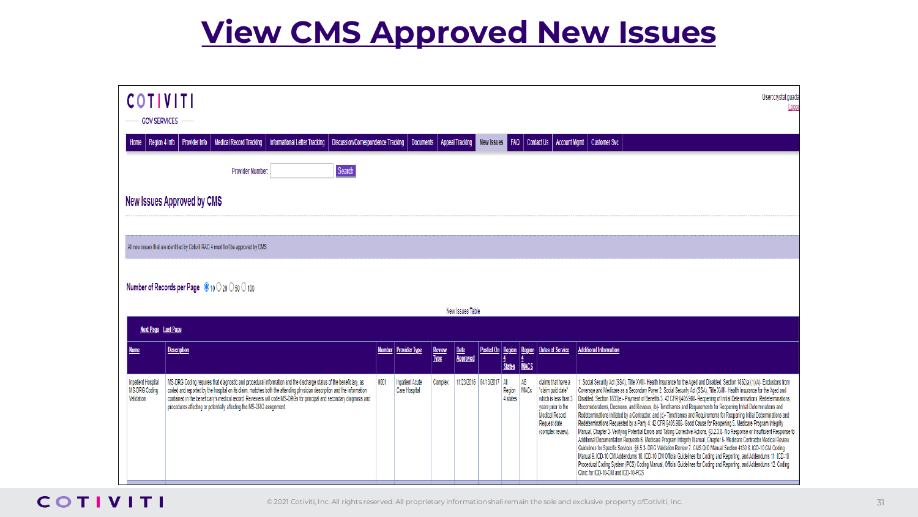# View CMS Approved New Issues

COTIVITI
GOV SERVICES

User:crystal.guada
Logou

Home | Region 4 Info | Provider Info | Medical Record Tracking | Informational Letter Tracking | Discussion/Correspondence Tracking | Documents | Appeal Tracking | New Issues | FAQ | Contact Us | Account Mgmt | Customer Svc

Provider Number: [ ] Search

## New Issues Approved by CMS

All new issues that are identified by Cotiviti RAC 4 must first be approved by CMS.

Number of Records per Page ◉10 ○20 ○50 ○100

New Issues Table

Next Page Last Page

| Name | Description | Number | Provider Type | Review Type | Date Approved | Posted On | Region 4 States | Region 4 MACS | Dates of Service | Additional Information |
|---|---|---|---|---|---|---|---|---|---|---|
| Inpatient Hospital MS-DRG Coding Validation | MS-DRG Coding requires that diagnostic and procedural information and the discharge status of the beneficiary, as coded and reported by the hospital on its claim, matches both the attending physician description and the information contained in the beneficiary's medical record. Reviewers will code MS-DRGs for principal and secondary diagnosis and procedures affecting or potentially affecting the MS-DRG assignment. | 0001 | Inpatient Acute Care Hospital | Complex | 11/23/2016 | 04/13/2017 | All Region 4 states | AB MACs | claims that have a "claim paid date" which is less than 3 years prior to the Medical Record Request date (complex review). | 1. Social Security Act (SSA), Title XVIII- Health Insurance for the Aged and Disabled, Section 1862(a)(1)(A)- Exclusions from Coverage and Medicare as a Secondary Payer 2. Social Security Act (SSA), Title XVIII- Health Insurance for the Aged and Disabled, Section 1833(e)- Payment of Benefits 3. 42 CFR §405.980- Reopening of Initial Determinations, Redeterminations, Reconsiderations, Decisions, and Reviews. (b)- Timeframes and Requirements for Reopening Initial Determinations and Redeterminations Initiated by a Contractor; and (c)- Timeframes and Requirements for Reopening Initial Determinations and Redeterminations Requested by a Party 4. 42 CFR §405.986- Good Cause for Reopening 5. Medicare Program Integrity Manual, Chapter 3- Verifying Potential Errors and Taking Corrective Actions, §3.2.3.8- No Response or Insufficient Response to Additional Documentation Requests 6. Medicare Program Integrity Manual, Chapter 6- Medicare Contractor Medical Review Guidelines for Specific Services, §6.5.3- DRG Validation Review 7. CMS QIO Manual Section 4130 8. ICD-10-CM Coding Manual 9. ICD-10 CM Addendums 10. ICD-10 CM Official Guidelines for Coding and Reporting, and Addendums 11. ICD-10 Procedural Coding System (PCS) Coding Manual, Official Guidelines for Coding and Reporting, and Addendums 12. Coding Clinic for ICD-10-CM and ICD-10-PCS |

© 2021 Cotiviti, Inc. All rights reserved. All proprietary information shall remain the sole and exclusive property of Cotiviti, Inc.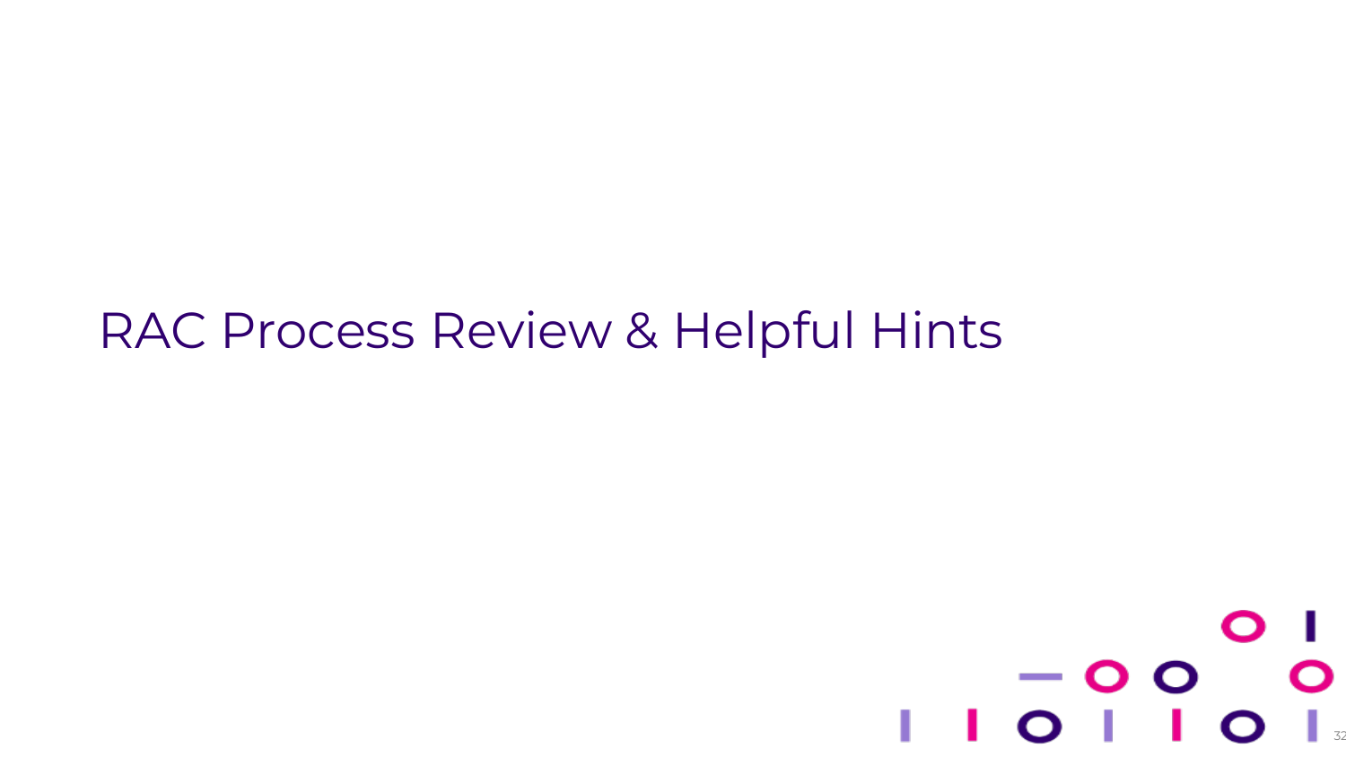# RAC Process Review & Helpful Hints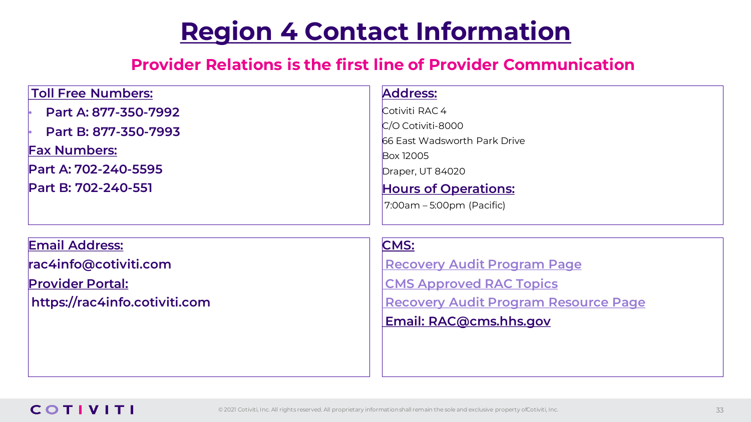# Region 4 Contact Information

## Provider Relations is the first line of Provider Communication

**Toll Free Numbers:**

- **Part A: 877-350-7992**
- **Part B: 877-350-7993**

**Fax Numbers:**

**Part A: 702-240-5595**

**Part B: 702-240-551**

**Address:**

Cotiviti RAC 4
C/O Cotiviti-8000
66 East Wadsworth Park Drive
Box 12005
Draper, UT 84020

**Hours of Operations:**

7:00am – 5:00pm (Pacific)

**Email Address:**

**rac4info@cotiviti.com**

**Provider Portal:**

**https://rac4info.cotiviti.com**

**CMS:**

**Recovery Audit Program Page**

**CMS Approved RAC Topics**

**Recovery Audit Program Resource Page**

**Email: RAC@cms.hhs.gov**

© 2021 Cotiviti, Inc. All rights reserved. All proprietary information shall remain the sole and exclusive property of Cotiviti, Inc.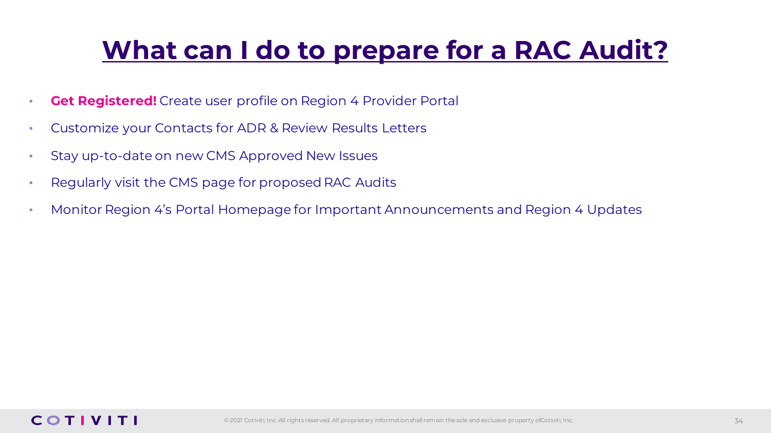# What can I do to prepare for a RAC Audit?

- **Get Registered!** Create user profile on Region 4 Provider Portal
- Customize your Contacts for ADR & Review Results Letters
- Stay up-to-date on new CMS Approved New Issues
- Regularly visit the CMS page for proposed RAC Audits
- Monitor Region 4's Portal Homepage for Important Announcements and Region 4 Updates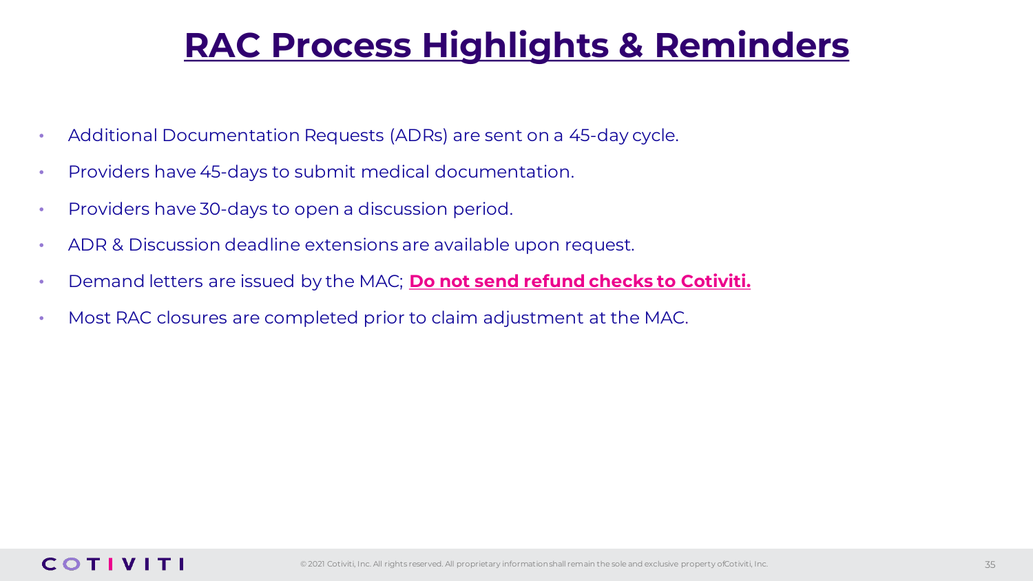# RAC Process Highlights & Reminders

- Additional Documentation Requests (ADRs) are sent on a 45-day cycle.
- Providers have 45-days to submit medical documentation.
- Providers have 30-days to open a discussion period.
- ADR & Discussion deadline extensions are available upon request.
- Demand letters are issued by the MAC; **Do not send refund checks to Cotiviti.**
- Most RAC closures are completed prior to claim adjustment at the MAC.